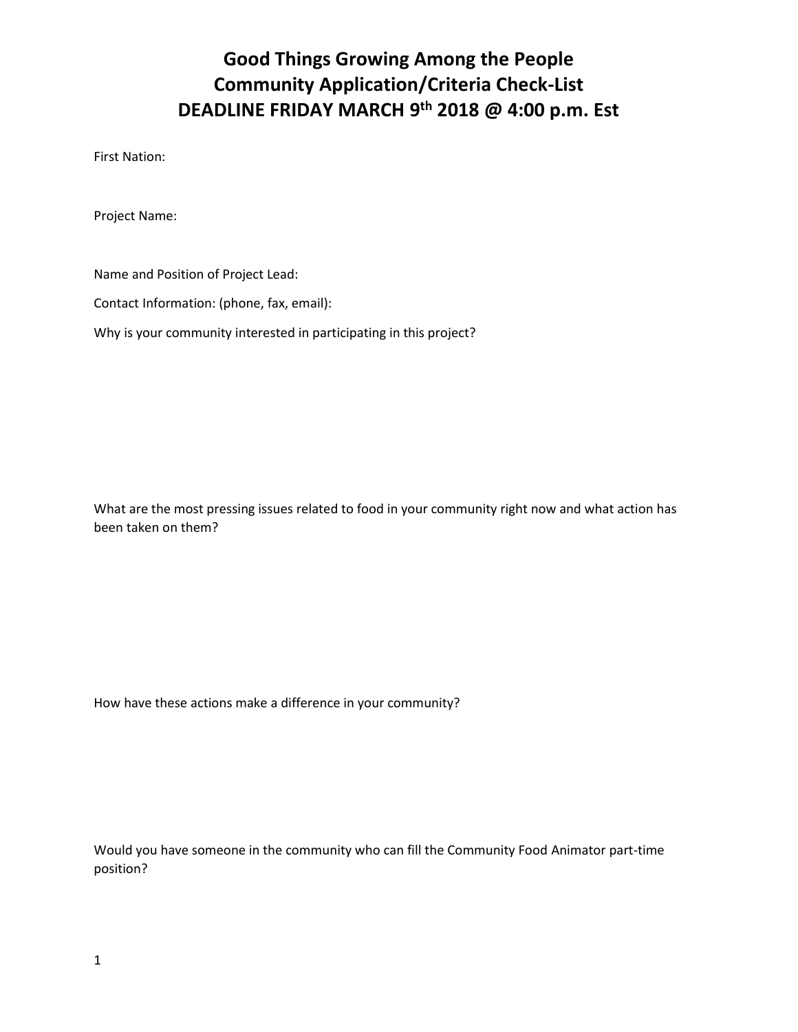# Good Things Growing Among the People
# Community Application/Criteria Check-List
# DEADLINE FRIDAY MARCH 9th 2018 @ 4:00 p.m. Est

First Nation:

Project Name:

Name and Position of Project Lead:

Contact Information: (phone, fax, email):

Why is your community interested in participating in this project?

What are the most pressing issues related to food in your community right now and what action has been taken on them?

How have these actions make a difference in your community?

Would you have someone in the community who can fill the Community Food Animator part-time position?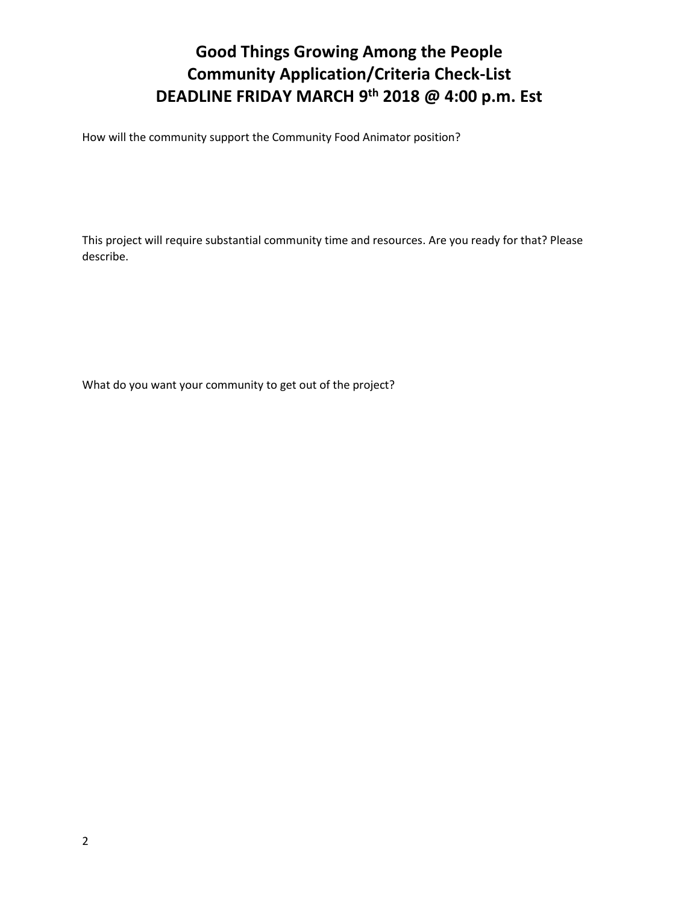# Good Things Growing Among the People
# Community Application/Criteria Check-List
# DEADLINE FRIDAY MARCH 9th 2018 @ 4:00 p.m. Est

How will the community support the Community Food Animator position?

This project will require substantial community time and resources. Are you ready for that? Please describe.

What do you want your community to get out of the project?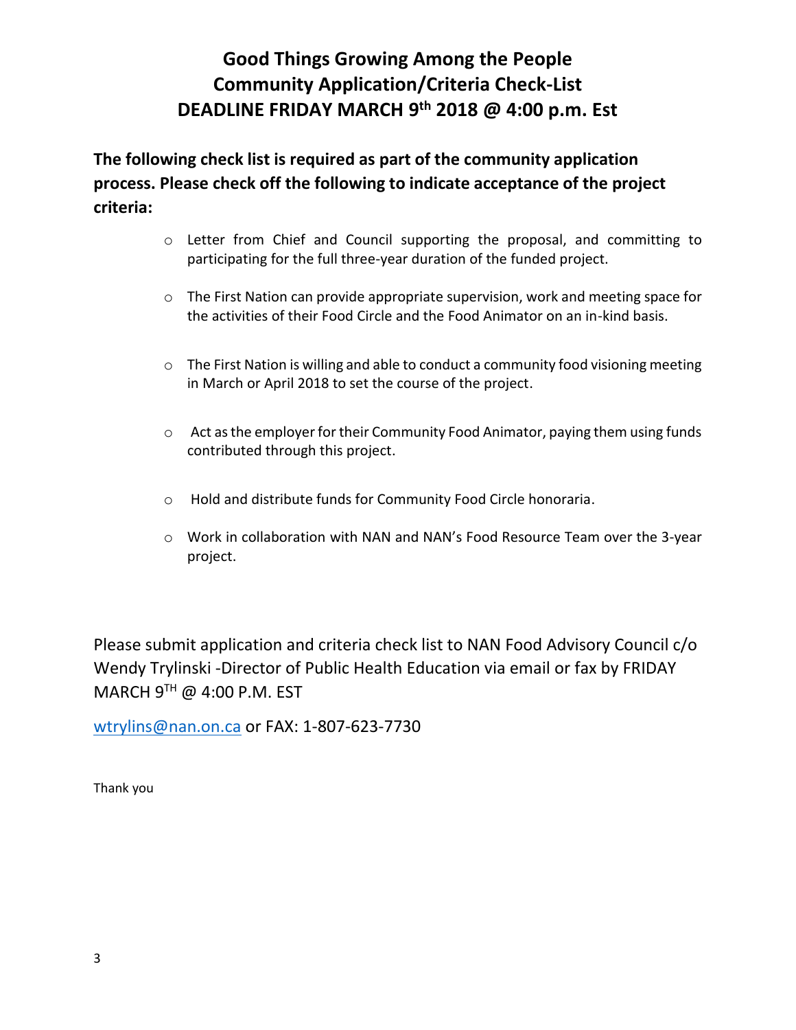# Good Things Growing Among the People
# Community Application/Criteria Check-List
# DEADLINE FRIDAY MARCH 9th 2018 @ 4:00 p.m. Est

**The following check list is required as part of the community application process. Please check off the following to indicate acceptance of the project criteria:**

- Letter from Chief and Council supporting the proposal, and committing to participating for the full three-year duration of the funded project.
- The First Nation can provide appropriate supervision, work and meeting space for the activities of their Food Circle and the Food Animator on an in-kind basis.
- The First Nation is willing and able to conduct a community food visioning meeting in March or April 2018 to set the course of the project.
- Act as the employer for their Community Food Animator, paying them using funds contributed through this project.
- Hold and distribute funds for Community Food Circle honoraria.
- Work in collaboration with NAN and NAN's Food Resource Team over the 3-year project.

Please submit application and criteria check list to NAN Food Advisory Council c/o Wendy Trylinski -Director of Public Health Education via email or fax by FRIDAY MARCH 9TH @ 4:00 P.M. EST

wtrylins@nan.on.ca or FAX: 1-807-623-7730

Thank you